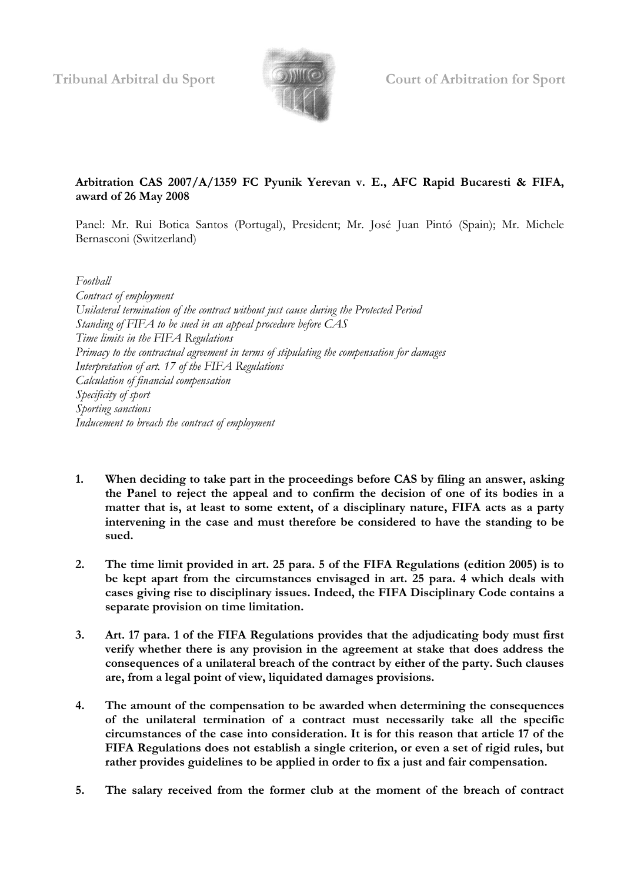Tribunal Arbitral du Sport Court of Arbitration for Sport

**Arbitration CAS 2007/A/1359 FC Pyunik Yerevan v. E., AFC Rapid Bucaresti & FIFA, award of 26 May 2008**

Panel: Mr. Rui Botica Santos (Portugal), President; Mr. José Juan Pintó (Spain); Mr. Michele Bernasconi (Switzerland)

*Football*
*Contract of employment*
*Unilateral termination of the contract without just cause during the Protected Period*
*Standing of FIFA to be sued in an appeal procedure before CAS*
*Time limits in the FIFA Regulations*
*Primacy to the contractual agreement in terms of stipulating the compensation for damages*
*Interpretation of art. 17 of the FIFA Regulations*
*Calculation of financial compensation*
*Specificity of sport*
*Sporting sanctions*
*Inducement to breach the contract of employment*

1. **When deciding to take part in the proceedings before CAS by filing an answer, asking the Panel to reject the appeal and to confirm the decision of one of its bodies in a matter that is, at least to some extent, of a disciplinary nature, FIFA acts as a party intervening in the case and must therefore be considered to have the standing to be sued.**

2. **The time limit provided in art. 25 para. 5 of the FIFA Regulations (edition 2005) is to be kept apart from the circumstances envisaged in art. 25 para. 4 which deals with cases giving rise to disciplinary issues. Indeed, the FIFA Disciplinary Code contains a separate provision on time limitation.**

3. **Art. 17 para. 1 of the FIFA Regulations provides that the adjudicating body must first verify whether there is any provision in the agreement at stake that does address the consequences of a unilateral breach of the contract by either of the party. Such clauses are, from a legal point of view, liquidated damages provisions.**

4. **The amount of the compensation to be awarded when determining the consequences of the unilateral termination of a contract must necessarily take all the specific circumstances of the case into consideration. It is for this reason that article 17 of the FIFA Regulations does not establish a single criterion, or even a set of rigid rules, but rather provides guidelines to be applied in order to fix a just and fair compensation.**

5. **The salary received from the former club at the moment of the breach of contract**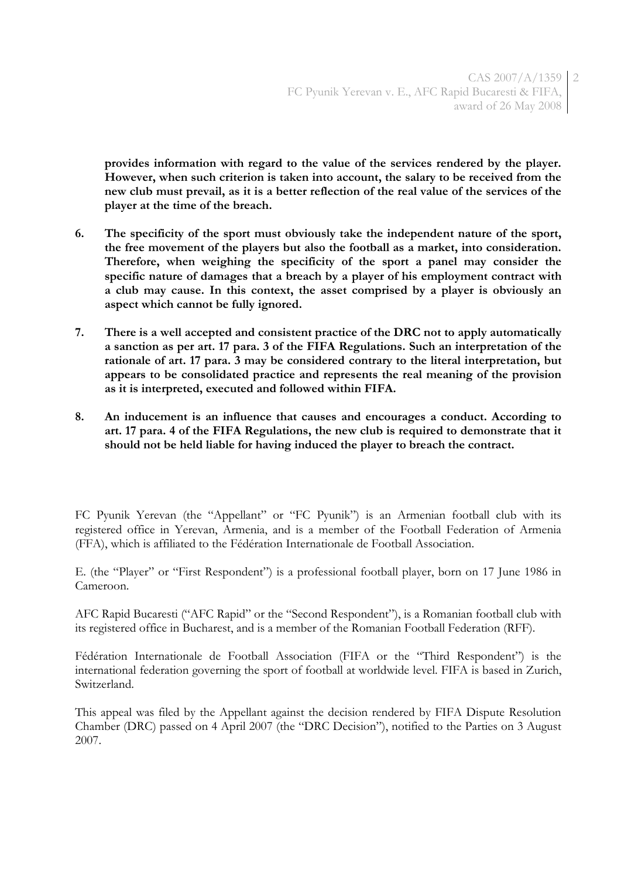**provides information with regard to the value of the services rendered by the player. However, when such criterion is taken into account, the salary to be received from the new club must prevail, as it is a better reflection of the real value of the services of the player at the time of the breach.**

6. **The specificity of the sport must obviously take the independent nature of the sport, the free movement of the players but also the football as a market, into consideration. Therefore, when weighing the specificity of the sport a panel may consider the specific nature of damages that a breach by a player of his employment contract with a club may cause. In this context, the asset comprised by a player is obviously an aspect which cannot be fully ignored.**

7. **There is a well accepted and consistent practice of the DRC not to apply automatically a sanction as per art. 17 para. 3 of the FIFA Regulations. Such an interpretation of the rationale of art. 17 para. 3 may be considered contrary to the literal interpretation, but appears to be consolidated practice and represents the real meaning of the provision as it is interpreted, executed and followed within FIFA.**

8. **An inducement is an influence that causes and encourages a conduct. According to art. 17 para. 4 of the FIFA Regulations, the new club is required to demonstrate that it should not be held liable for having induced the player to breach the contract.**

FC Pyunik Yerevan (the "Appellant" or "FC Pyunik") is an Armenian football club with its registered office in Yerevan, Armenia, and is a member of the Football Federation of Armenia (FFA), which is affiliated to the Fédération Internationale de Football Association.

E. (the "Player" or "First Respondent") is a professional football player, born on 17 June 1986 in Cameroon.

AFC Rapid Bucaresti ("AFC Rapid" or the "Second Respondent"), is a Romanian football club with its registered office in Bucharest, and is a member of the Romanian Football Federation (RFF).

Fédération Internationale de Football Association (FIFA or the "Third Respondent") is the international federation governing the sport of football at worldwide level. FIFA is based in Zurich, Switzerland.

This appeal was filed by the Appellant against the decision rendered by FIFA Dispute Resolution Chamber (DRC) passed on 4 April 2007 (the "DRC Decision"), notified to the Parties on 3 August 2007.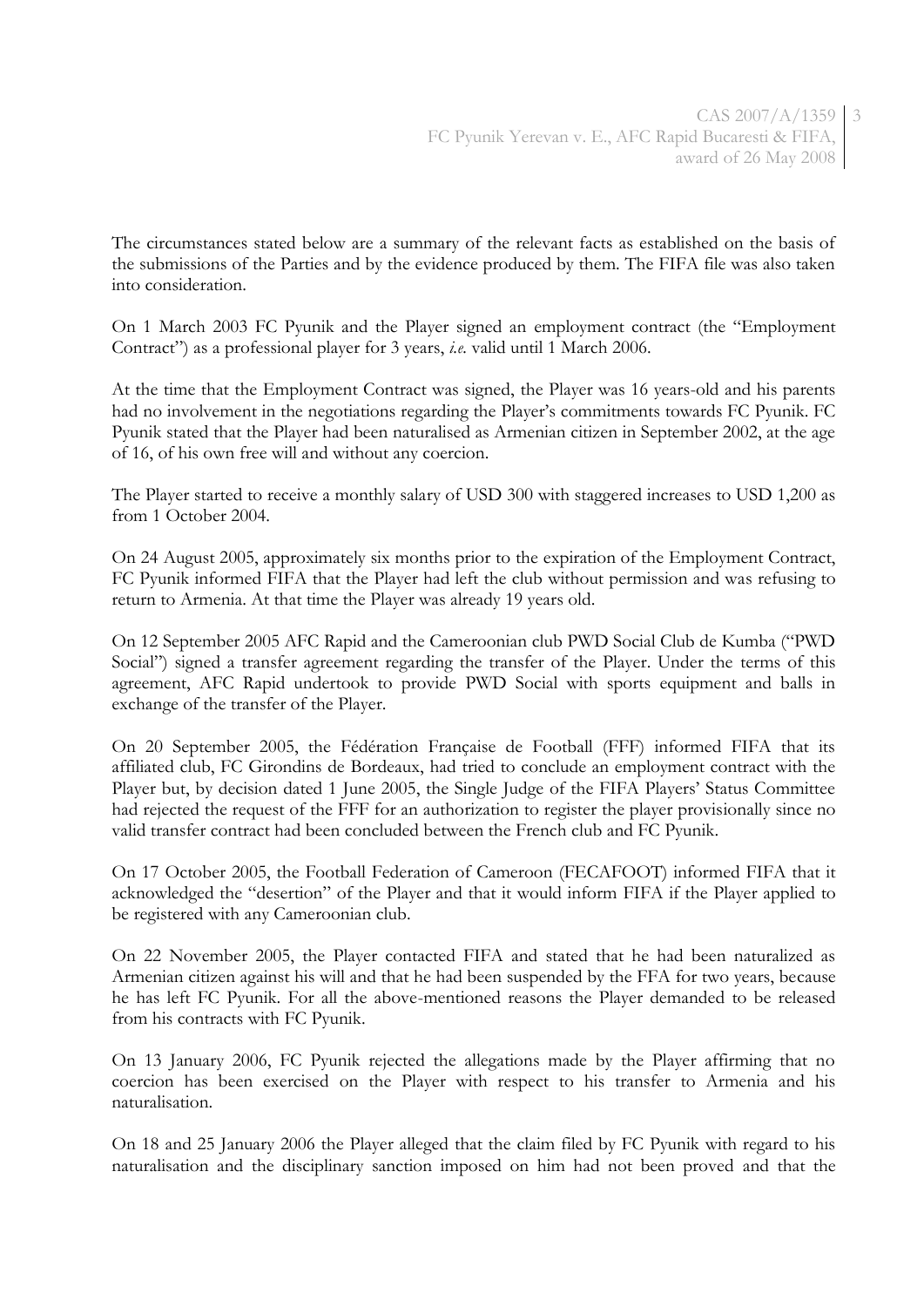The circumstances stated below are a summary of the relevant facts as established on the basis of the submissions of the Parties and by the evidence produced by them. The FIFA file was also taken into consideration.

On 1 March 2003 FC Pyunik and the Player signed an employment contract (the "Employment Contract") as a professional player for 3 years, *i.e.* valid until 1 March 2006.

At the time that the Employment Contract was signed, the Player was 16 years-old and his parents had no involvement in the negotiations regarding the Player's commitments towards FC Pyunik. FC Pyunik stated that the Player had been naturalised as Armenian citizen in September 2002, at the age of 16, of his own free will and without any coercion.

The Player started to receive a monthly salary of USD 300 with staggered increases to USD 1,200 as from 1 October 2004.

On 24 August 2005, approximately six months prior to the expiration of the Employment Contract, FC Pyunik informed FIFA that the Player had left the club without permission and was refusing to return to Armenia. At that time the Player was already 19 years old.

On 12 September 2005 AFC Rapid and the Cameroonian club PWD Social Club de Kumba ("PWD Social") signed a transfer agreement regarding the transfer of the Player. Under the terms of this agreement, AFC Rapid undertook to provide PWD Social with sports equipment and balls in exchange of the transfer of the Player.

On 20 September 2005, the Fédération Française de Football (FFF) informed FIFA that its affiliated club, FC Girondins de Bordeaux, had tried to conclude an employment contract with the Player but, by decision dated 1 June 2005, the Single Judge of the FIFA Players' Status Committee had rejected the request of the FFF for an authorization to register the player provisionally since no valid transfer contract had been concluded between the French club and FC Pyunik.

On 17 October 2005, the Football Federation of Cameroon (FECAFOOT) informed FIFA that it acknowledged the "desertion" of the Player and that it would inform FIFA if the Player applied to be registered with any Cameroonian club.

On 22 November 2005, the Player contacted FIFA and stated that he had been naturalized as Armenian citizen against his will and that he had been suspended by the FFA for two years, because he has left FC Pyunik. For all the above-mentioned reasons the Player demanded to be released from his contracts with FC Pyunik.

On 13 January 2006, FC Pyunik rejected the allegations made by the Player affirming that no coercion has been exercised on the Player with respect to his transfer to Armenia and his naturalisation.

On 18 and 25 January 2006 the Player alleged that the claim filed by FC Pyunik with regard to his naturalisation and the disciplinary sanction imposed on him had not been proved and that the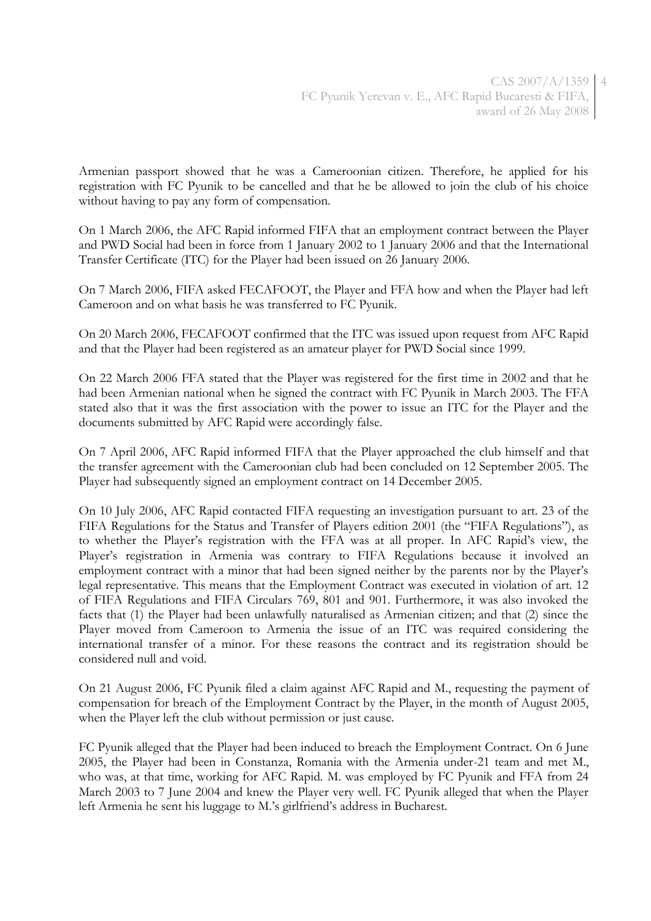Armenian passport showed that he was a Cameroonian citizen. Therefore, he applied for his registration with FC Pyunik to be cancelled and that he be allowed to join the club of his choice without having to pay any form of compensation.

On 1 March 2006, the AFC Rapid informed FIFA that an employment contract between the Player and PWD Social had been in force from 1 January 2002 to 1 January 2006 and that the International Transfer Certificate (ITC) for the Player had been issued on 26 January 2006.

On 7 March 2006, FIFA asked FECAFOOT, the Player and FFA how and when the Player had left Cameroon and on what basis he was transferred to FC Pyunik.

On 20 March 2006, FECAFOOT confirmed that the ITC was issued upon request from AFC Rapid and that the Player had been registered as an amateur player for PWD Social since 1999.

On 22 March 2006 FFA stated that the Player was registered for the first time in 2002 and that he had been Armenian national when he signed the contract with FC Pyunik in March 2003. The FFA stated also that it was the first association with the power to issue an ITC for the Player and the documents submitted by AFC Rapid were accordingly false.

On 7 April 2006, AFC Rapid informed FIFA that the Player approached the club himself and that the transfer agreement with the Cameroonian club had been concluded on 12 September 2005. The Player had subsequently signed an employment contract on 14 December 2005.

On 10 July 2006, AFC Rapid contacted FIFA requesting an investigation pursuant to art. 23 of the FIFA Regulations for the Status and Transfer of Players edition 2001 (the "FIFA Regulations"), as to whether the Player's registration with the FFA was at all proper. In AFC Rapid's view, the Player's registration in Armenia was contrary to FIFA Regulations because it involved an employment contract with a minor that had been signed neither by the parents nor by the Player's legal representative. This means that the Employment Contract was executed in violation of art. 12 of FIFA Regulations and FIFA Circulars 769, 801 and 901. Furthermore, it was also invoked the facts that (1) the Player had been unlawfully naturalised as Armenian citizen; and that (2) since the Player moved from Cameroon to Armenia the issue of an ITC was required considering the international transfer of a minor. For these reasons the contract and its registration should be considered null and void.

On 21 August 2006, FC Pyunik filed a claim against AFC Rapid and M., requesting the payment of compensation for breach of the Employment Contract by the Player, in the month of August 2005, when the Player left the club without permission or just cause.

FC Pyunik alleged that the Player had been induced to breach the Employment Contract. On 6 June 2005, the Player had been in Constanza, Romania with the Armenia under-21 team and met M., who was, at that time, working for AFC Rapid. M. was employed by FC Pyunik and FFA from 24 March 2003 to 7 June 2004 and knew the Player very well. FC Pyunik alleged that when the Player left Armenia he sent his luggage to M.'s girlfriend's address in Bucharest.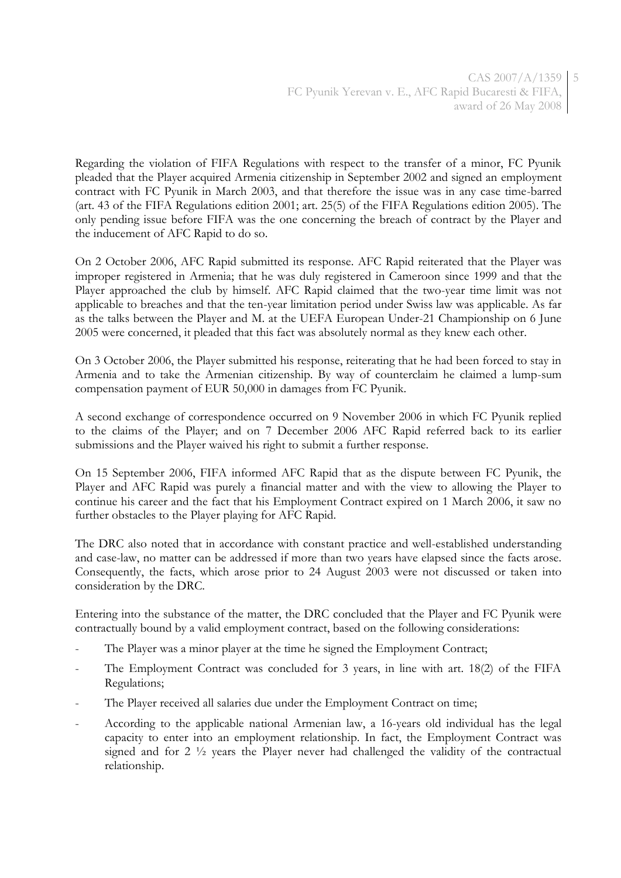Regarding the violation of FIFA Regulations with respect to the transfer of a minor, FC Pyunik pleaded that the Player acquired Armenia citizenship in September 2002 and signed an employment contract with FC Pyunik in March 2003, and that therefore the issue was in any case time-barred (art. 43 of the FIFA Regulations edition 2001; art. 25(5) of the FIFA Regulations edition 2005). The only pending issue before FIFA was the one concerning the breach of contract by the Player and the inducement of AFC Rapid to do so.

On 2 October 2006, AFC Rapid submitted its response. AFC Rapid reiterated that the Player was improper registered in Armenia; that he was duly registered in Cameroon since 1999 and that the Player approached the club by himself. AFC Rapid claimed that the two-year time limit was not applicable to breaches and that the ten-year limitation period under Swiss law was applicable. As far as the talks between the Player and M. at the UEFA European Under-21 Championship on 6 June 2005 were concerned, it pleaded that this fact was absolutely normal as they knew each other.

On 3 October 2006, the Player submitted his response, reiterating that he had been forced to stay in Armenia and to take the Armenian citizenship. By way of counterclaim he claimed a lump-sum compensation payment of EUR 50,000 in damages from FC Pyunik.

A second exchange of correspondence occurred on 9 November 2006 in which FC Pyunik replied to the claims of the Player; and on 7 December 2006 AFC Rapid referred back to its earlier submissions and the Player waived his right to submit a further response.

On 15 September 2006, FIFA informed AFC Rapid that as the dispute between FC Pyunik, the Player and AFC Rapid was purely a financial matter and with the view to allowing the Player to continue his career and the fact that his Employment Contract expired on 1 March 2006, it saw no further obstacles to the Player playing for AFC Rapid.

The DRC also noted that in accordance with constant practice and well-established understanding and case-law, no matter can be addressed if more than two years have elapsed since the facts arose. Consequently, the facts, which arose prior to 24 August 2003 were not discussed or taken into consideration by the DRC.

Entering into the substance of the matter, the DRC concluded that the Player and FC Pyunik were contractually bound by a valid employment contract, based on the following considerations:

- The Player was a minor player at the time he signed the Employment Contract;
- The Employment Contract was concluded for 3 years, in line with art. 18(2) of the FIFA Regulations;
- The Player received all salaries due under the Employment Contract on time;
- According to the applicable national Armenian law, a 16-years old individual has the legal capacity to enter into an employment relationship. In fact, the Employment Contract was signed and for 2 ½ years the Player never had challenged the validity of the contractual relationship.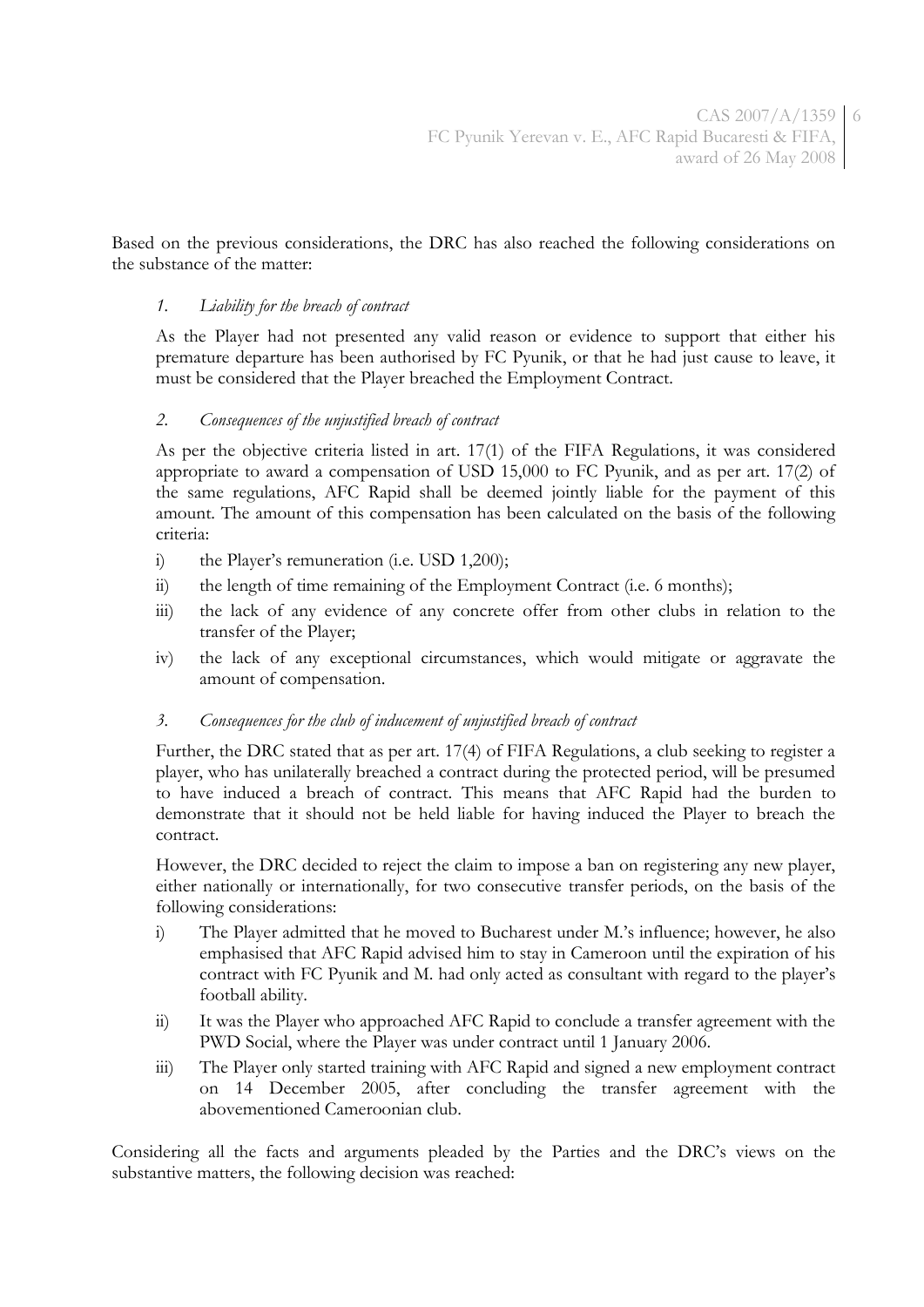Based on the previous considerations, the DRC has also reached the following considerations on the substance of the matter:

1. *Liability for the breach of contract*

As the Player had not presented any valid reason or evidence to support that either his premature departure has been authorised by FC Pyunik, or that he had just cause to leave, it must be considered that the Player breached the Employment Contract.

2. *Consequences of the unjustified breach of contract*

As per the objective criteria listed in art. 17(1) of the FIFA Regulations, it was considered appropriate to award a compensation of USD 15,000 to FC Pyunik, and as per art. 17(2) of the same regulations, AFC Rapid shall be deemed jointly liable for the payment of this amount. The amount of this compensation has been calculated on the basis of the following criteria:

i) the Player's remuneration (i.e. USD 1,200);

ii) the length of time remaining of the Employment Contract (i.e. 6 months);

iii) the lack of any evidence of any concrete offer from other clubs in relation to the transfer of the Player;

iv) the lack of any exceptional circumstances, which would mitigate or aggravate the amount of compensation.

3. *Consequences for the club of inducement of unjustified breach of contract*

Further, the DRC stated that as per art. 17(4) of FIFA Regulations, a club seeking to register a player, who has unilaterally breached a contract during the protected period, will be presumed to have induced a breach of contract. This means that AFC Rapid had the burden to demonstrate that it should not be held liable for having induced the Player to breach the contract.

However, the DRC decided to reject the claim to impose a ban on registering any new player, either nationally or internationally, for two consecutive transfer periods, on the basis of the following considerations:

i) The Player admitted that he moved to Bucharest under M.'s influence; however, he also emphasised that AFC Rapid advised him to stay in Cameroon until the expiration of his contract with FC Pyunik and M. had only acted as consultant with regard to the player's football ability.

ii) It was the Player who approached AFC Rapid to conclude a transfer agreement with the PWD Social, where the Player was under contract until 1 January 2006.

iii) The Player only started training with AFC Rapid and signed a new employment contract on 14 December 2005, after concluding the transfer agreement with the abovementioned Cameroonian club.

Considering all the facts and arguments pleaded by the Parties and the DRC's views on the substantive matters, the following decision was reached: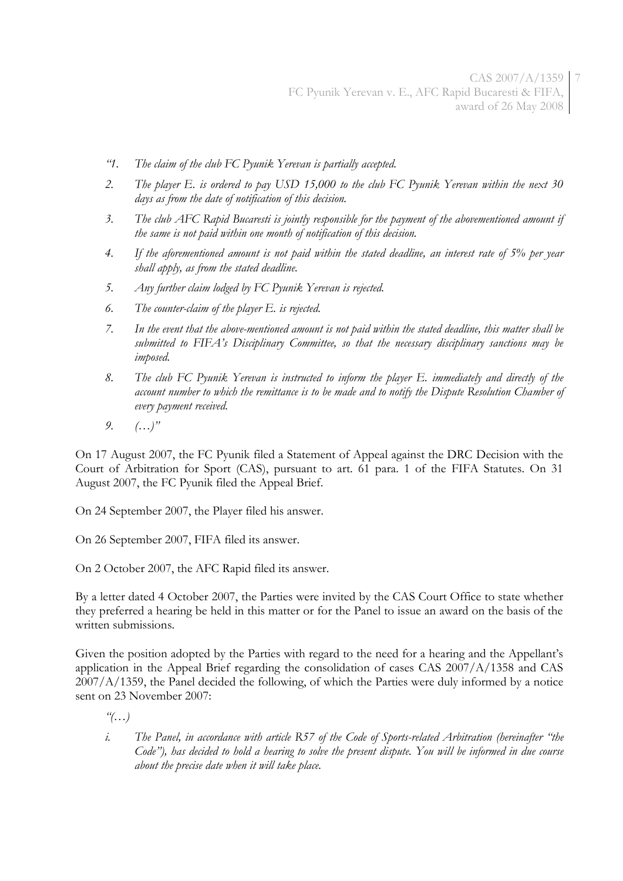*"1. The claim of the club FC Pyunik Yerevan is partially accepted.*

*2. The player E. is ordered to pay USD 15,000 to the club FC Pyunik Yerevan within the next 30 days as from the date of notification of this decision.*

*3. The club AFC Rapid Bucaresti is jointly responsible for the payment of the abovementioned amount if the same is not paid within one month of notification of this decision.*

*4. If the aforementioned amount is not paid within the stated deadline, an interest rate of 5% per year shall apply, as from the stated deadline.*

*5. Any further claim lodged by FC Pyunik Yerevan is rejected.*

*6. The counter-claim of the player E. is rejected.*

*7. In the event that the above-mentioned amount is not paid within the stated deadline, this matter shall be submitted to FIFA's Disciplinary Committee, so that the necessary disciplinary sanctions may be imposed.*

*8. The club FC Pyunik Yerevan is instructed to inform the player E. immediately and directly of the account number to which the remittance is to be made and to notify the Dispute Resolution Chamber of every payment received.*

*9. (…)"*

On 17 August 2007, the FC Pyunik filed a Statement of Appeal against the DRC Decision with the Court of Arbitration for Sport (CAS), pursuant to art. 61 para. 1 of the FIFA Statutes. On 31 August 2007, the FC Pyunik filed the Appeal Brief.

On 24 September 2007, the Player filed his answer.

On 26 September 2007, FIFA filed its answer.

On 2 October 2007, the AFC Rapid filed its answer.

By a letter dated 4 October 2007, the Parties were invited by the CAS Court Office to state whether they preferred a hearing be held in this matter or for the Panel to issue an award on the basis of the written submissions.

Given the position adopted by the Parties with regard to the need for a hearing and the Appellant's application in the Appeal Brief regarding the consolidation of cases CAS 2007/A/1358 and CAS 2007/A/1359, the Panel decided the following, of which the Parties were duly informed by a notice sent on 23 November 2007:

*"(…)*

*i. The Panel, in accordance with article R57 of the Code of Sports-related Arbitration (hereinafter "the Code"), has decided to hold a hearing to solve the present dispute. You will be informed in due course about the precise date when it will take place.*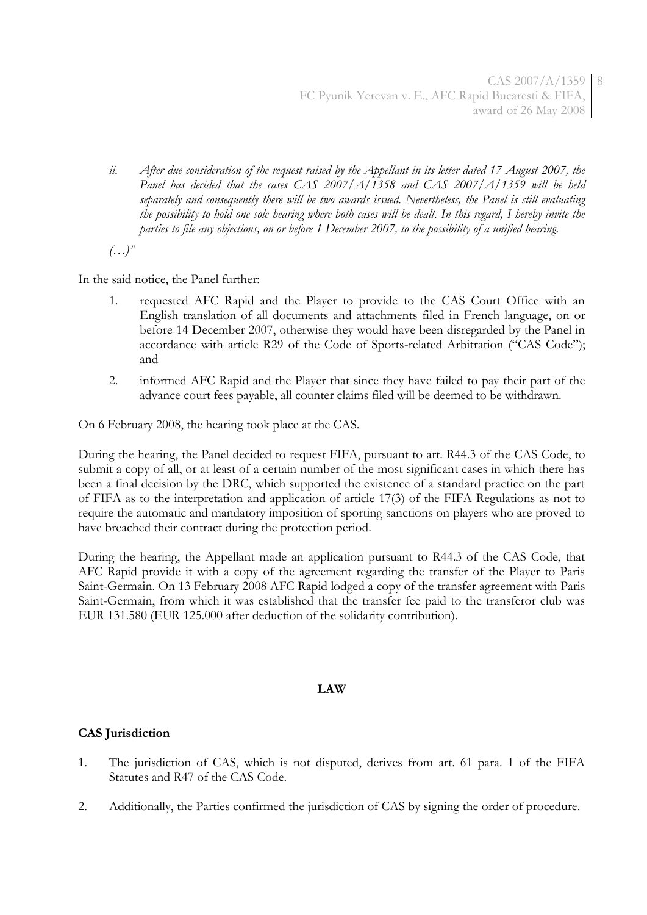*ii. After due consideration of the request raised by the Appellant in its letter dated 17 August 2007, the Panel has decided that the cases CAS 2007/A/1358 and CAS 2007/A/1359 will be held separately and consequently there will be two awards issued. Nevertheless, the Panel is still evaluating the possibility to hold one sole hearing where both cases will be dealt. In this regard, I hereby invite the parties to file any objections, on or before 1 December 2007, to the possibility of a unified hearing.*

*(…)"*

In the said notice, the Panel further:

1. requested AFC Rapid and the Player to provide to the CAS Court Office with an English translation of all documents and attachments filed in French language, on or before 14 December 2007, otherwise they would have been disregarded by the Panel in accordance with article R29 of the Code of Sports-related Arbitration ("CAS Code"); and
2. informed AFC Rapid and the Player that since they have failed to pay their part of the advance court fees payable, all counter claims filed will be deemed to be withdrawn.

On 6 February 2008, the hearing took place at the CAS.

During the hearing, the Panel decided to request FIFA, pursuant to art. R44.3 of the CAS Code, to submit a copy of all, or at least of a certain number of the most significant cases in which there has been a final decision by the DRC, which supported the existence of a standard practice on the part of FIFA as to the interpretation and application of article 17(3) of the FIFA Regulations as not to require the automatic and mandatory imposition of sporting sanctions on players who are proved to have breached their contract during the protection period.

During the hearing, the Appellant made an application pursuant to R44.3 of the CAS Code, that AFC Rapid provide it with a copy of the agreement regarding the transfer of the Player to Paris Saint-Germain. On 13 February 2008 AFC Rapid lodged a copy of the transfer agreement with Paris Saint-Germain, from which it was established that the transfer fee paid to the transferor club was EUR 131.580 (EUR 125.000 after deduction of the solidarity contribution).

## LAW

### CAS Jurisdiction

1. The jurisdiction of CAS, which is not disputed, derives from art. 61 para. 1 of the FIFA Statutes and R47 of the CAS Code.
2. Additionally, the Parties confirmed the jurisdiction of CAS by signing the order of procedure.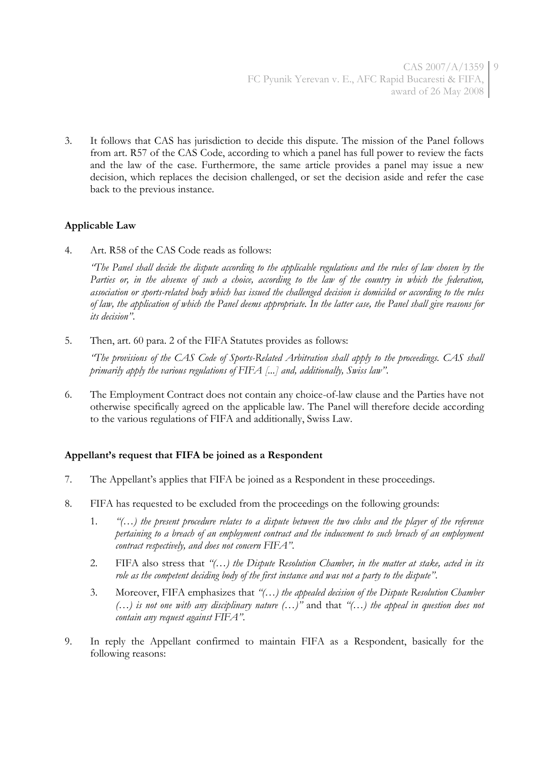3. It follows that CAS has jurisdiction to decide this dispute. The mission of the Panel follows from art. R57 of the CAS Code, according to which a panel has full power to review the facts and the law of the case. Furthermore, the same article provides a panel may issue a new decision, which replaces the decision challenged, or set the decision aside and refer the case back to the previous instance.

**Applicable Law**

4. Art. R58 of the CAS Code reads as follows:

   *"The Panel shall decide the dispute according to the applicable regulations and the rules of law chosen by the Parties or, in the absence of such a choice, according to the law of the country in which the federation, association or sports-related body which has issued the challenged decision is domiciled or according to the rules of law, the application of which the Panel deems appropriate. In the latter case, the Panel shall give reasons for its decision".*

5. Then, art. 60 para. 2 of the FIFA Statutes provides as follows:

   *"The provisions of the CAS Code of Sports-Related Arbitration shall apply to the proceedings. CAS shall primarily apply the various regulations of FIFA [...] and, additionally, Swiss law".*

6. The Employment Contract does not contain any choice-of-law clause and the Parties have not otherwise specifically agreed on the applicable law. The Panel will therefore decide according to the various regulations of FIFA and additionally, Swiss Law.

**Appellant's request that FIFA be joined as a Respondent**

7. The Appellant's applies that FIFA be joined as a Respondent in these proceedings.

8. FIFA has requested to be excluded from the proceedings on the following grounds:

   1. *"(…) the present procedure relates to a dispute between the two clubs and the player of the reference pertaining to a breach of an employment contract and the inducement to such breach of an employment contract respectively, and does not concern FIFA".*
   2. FIFA also stress that *"(…) the Dispute Resolution Chamber, in the matter at stake, acted in its role as the competent deciding body of the first instance and was not a party to the dispute".*
   3. Moreover, FIFA emphasizes that *"(…) the appealed decision of the Dispute Resolution Chamber (…) is not one with any disciplinary nature (…)"* and that *"(…) the appeal in question does not contain any request against FIFA".*

9. In reply the Appellant confirmed to maintain FIFA as a Respondent, basically for the following reasons: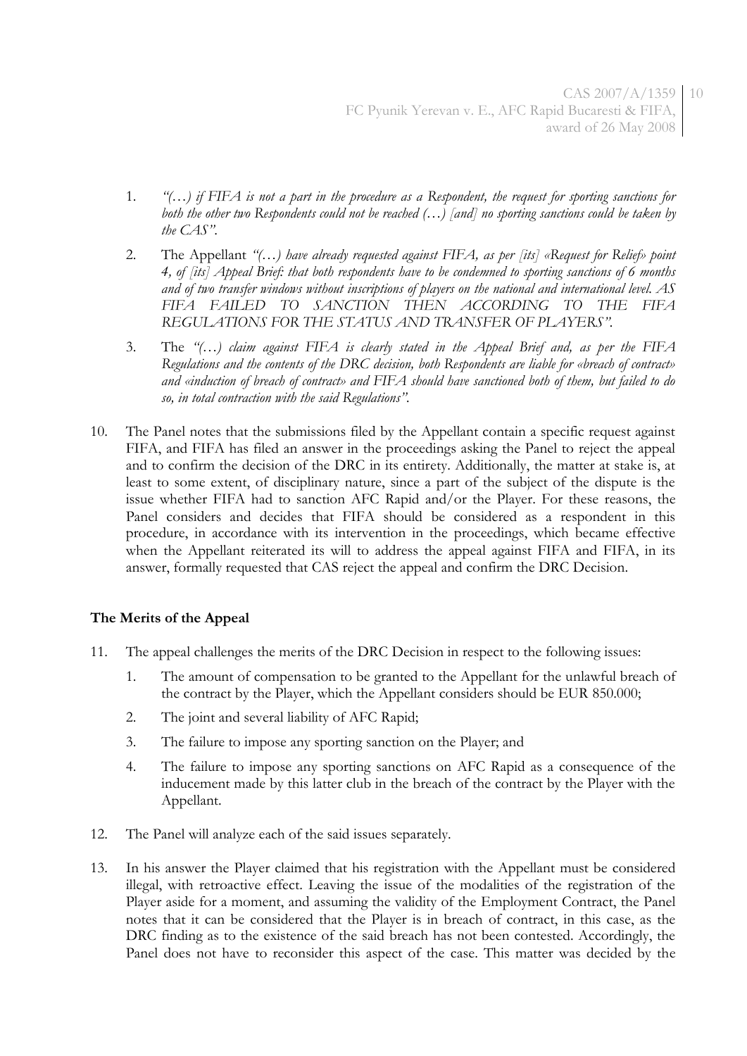1. *"(…) if FIFA is not a part in the procedure as a Respondent, the request for sporting sanctions for both the other two Respondents could not be reached (…) [and] no sporting sanctions could be taken by the CAS"*.

2. The Appellant *"(…) have already requested against FIFA, as per [its] «Request for Relief» point 4, of [its] Appeal Brief: that both respondents have to be condemned to sporting sanctions of 6 months and of two transfer windows without inscriptions of players on the national and international level. AS FIFA FAILED TO SANCTION THEN ACCORDING TO THE FIFA REGULATIONS FOR THE STATUS AND TRANSFER OF PLAYERS"*.

3. The *"(…) claim against FIFA is clearly stated in the Appeal Brief and, as per the FIFA Regulations and the contents of the DRC decision, both Respondents are liable for «breach of contract» and «induction of breach of contract» and FIFA should have sanctioned both of them, but failed to do so, in total contraction with the said Regulations"*.

10. The Panel notes that the submissions filed by the Appellant contain a specific request against FIFA, and FIFA has filed an answer in the proceedings asking the Panel to reject the appeal and to confirm the decision of the DRC in its entirety. Additionally, the matter at stake is, at least to some extent, of disciplinary nature, since a part of the subject of the dispute is the issue whether FIFA had to sanction AFC Rapid and/or the Player. For these reasons, the Panel considers and decides that FIFA should be considered as a respondent in this procedure, in accordance with its intervention in the proceedings, which became effective when the Appellant reiterated its will to address the appeal against FIFA and FIFA, in its answer, formally requested that CAS reject the appeal and confirm the DRC Decision.

**The Merits of the Appeal**

11. The appeal challenges the merits of the DRC Decision in respect to the following issues:

    1. The amount of compensation to be granted to the Appellant for the unlawful breach of the contract by the Player, which the Appellant considers should be EUR 850.000;
    2. The joint and several liability of AFC Rapid;
    3. The failure to impose any sporting sanction on the Player; and
    4. The failure to impose any sporting sanctions on AFC Rapid as a consequence of the inducement made by this latter club in the breach of the contract by the Player with the Appellant.

12. The Panel will analyze each of the said issues separately.

13. In his answer the Player claimed that his registration with the Appellant must be considered illegal, with retroactive effect. Leaving the issue of the modalities of the registration of the Player aside for a moment, and assuming the validity of the Employment Contract, the Panel notes that it can be considered that the Player is in breach of contract, in this case, as the DRC finding as to the existence of the said breach has not been contested. Accordingly, the Panel does not have to reconsider this aspect of the case. This matter was decided by the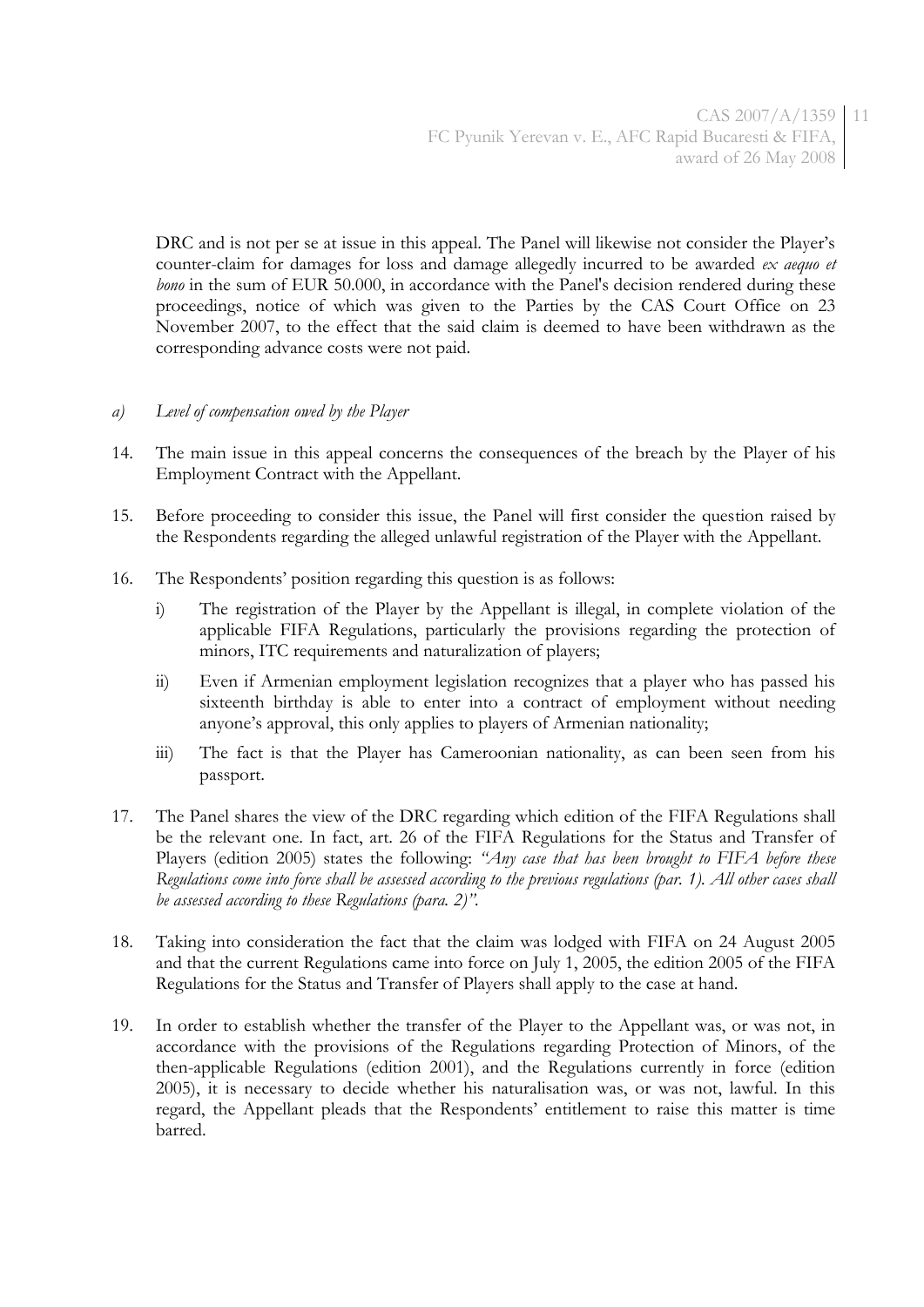DRC and is not per se at issue in this appeal. The Panel will likewise not consider the Player's counter-claim for damages for loss and damage allegedly incurred to be awarded *ex aequo et bono* in the sum of EUR 50.000, in accordance with the Panel's decision rendered during these proceedings, notice of which was given to the Parties by the CAS Court Office on 23 November 2007, to the effect that the said claim is deemed to have been withdrawn as the corresponding advance costs were not paid.

*a) Level of compensation owed by the Player*

14. The main issue in this appeal concerns the consequences of the breach by the Player of his Employment Contract with the Appellant.

15. Before proceeding to consider this issue, the Panel will first consider the question raised by the Respondents regarding the alleged unlawful registration of the Player with the Appellant.

16. The Respondents' position regarding this question is as follows:

    i) The registration of the Player by the Appellant is illegal, in complete violation of the applicable FIFA Regulations, particularly the provisions regarding the protection of minors, ITC requirements and naturalization of players;

    ii) Even if Armenian employment legislation recognizes that a player who has passed his sixteenth birthday is able to enter into a contract of employment without needing anyone's approval, this only applies to players of Armenian nationality;

    iii) The fact is that the Player has Cameroonian nationality, as can been seen from his passport.

17. The Panel shares the view of the DRC regarding which edition of the FIFA Regulations shall be the relevant one. In fact, art. 26 of the FIFA Regulations for the Status and Transfer of Players (edition 2005) states the following: *"Any case that has been brought to FIFA before these Regulations come into force shall be assessed according to the previous regulations (par. 1). All other cases shall be assessed according to these Regulations (para. 2)"*.

18. Taking into consideration the fact that the claim was lodged with FIFA on 24 August 2005 and that the current Regulations came into force on July 1, 2005, the edition 2005 of the FIFA Regulations for the Status and Transfer of Players shall apply to the case at hand.

19. In order to establish whether the transfer of the Player to the Appellant was, or was not, in accordance with the provisions of the Regulations regarding Protection of Minors, of the then-applicable Regulations (edition 2001), and the Regulations currently in force (edition 2005), it is necessary to decide whether his naturalisation was, or was not, lawful. In this regard, the Appellant pleads that the Respondents' entitlement to raise this matter is time barred.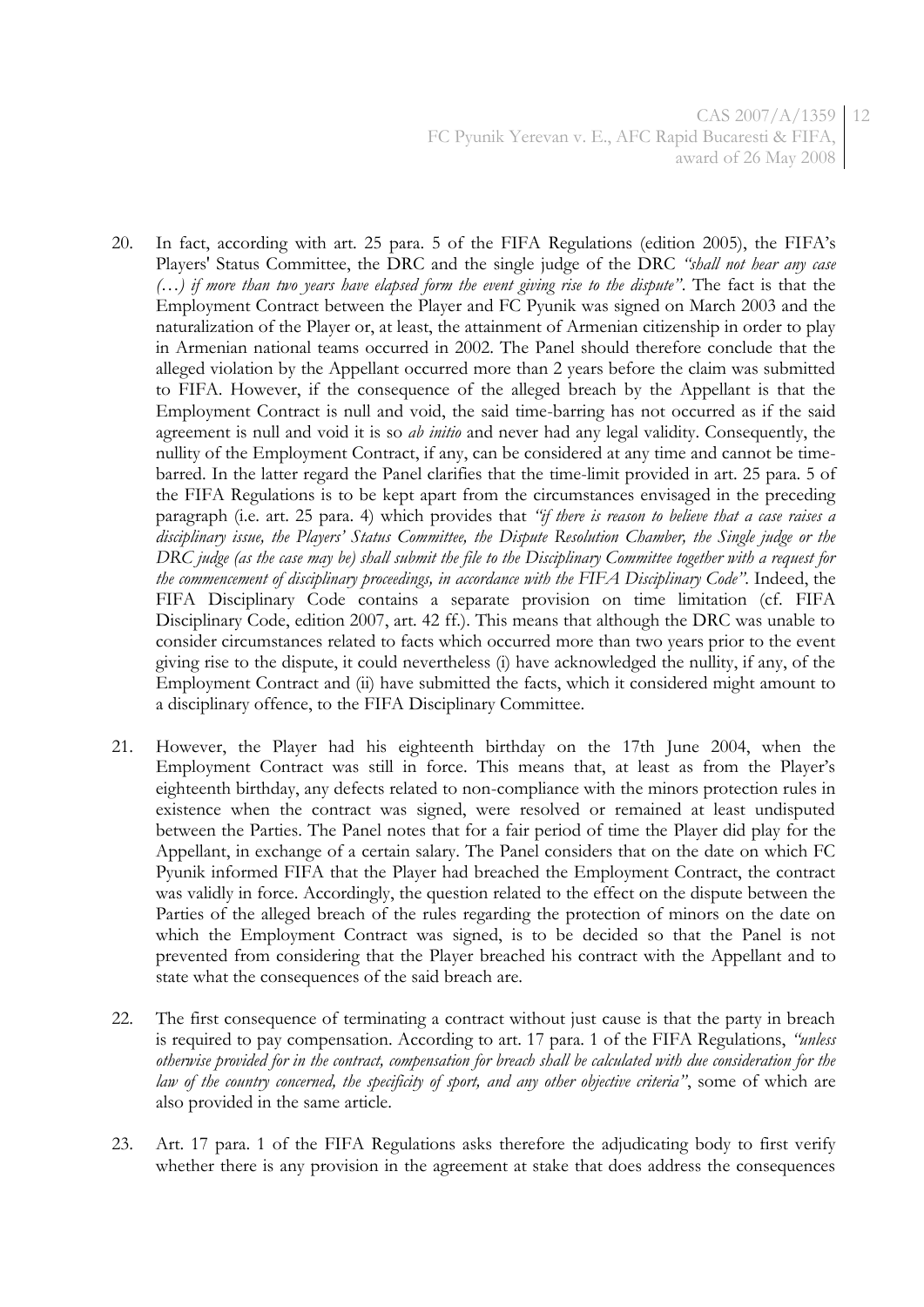20. In fact, according with art. 25 para. 5 of the FIFA Regulations (edition 2005), the FIFA's Players' Status Committee, the DRC and the single judge of the DRC *"shall not hear any case (…) if more than two years have elapsed form the event giving rise to the dispute"*. The fact is that the Employment Contract between the Player and FC Pyunik was signed on March 2003 and the naturalization of the Player or, at least, the attainment of Armenian citizenship in order to play in Armenian national teams occurred in 2002. The Panel should therefore conclude that the alleged violation by the Appellant occurred more than 2 years before the claim was submitted to FIFA. However, if the consequence of the alleged breach by the Appellant is that the Employment Contract is null and void, the said time-barring has not occurred as if the said agreement is null and void it is so *ab initio* and never had any legal validity. Consequently, the nullity of the Employment Contract, if any, can be considered at any time and cannot be time-barred. In the latter regard the Panel clarifies that the time-limit provided in art. 25 para. 5 of the FIFA Regulations is to be kept apart from the circumstances envisaged in the preceding paragraph (i.e. art. 25 para. 4) which provides that *"if there is reason to believe that a case raises a disciplinary issue, the Players' Status Committee, the Dispute Resolution Chamber, the Single judge or the DRC judge (as the case may be) shall submit the file to the Disciplinary Committee together with a request for the commencement of disciplinary proceedings, in accordance with the FIFA Disciplinary Code"*. Indeed, the FIFA Disciplinary Code contains a separate provision on time limitation (cf. FIFA Disciplinary Code, edition 2007, art. 42 ff.). This means that although the DRC was unable to consider circumstances related to facts which occurred more than two years prior to the event giving rise to the dispute, it could nevertheless (i) have acknowledged the nullity, if any, of the Employment Contract and (ii) have submitted the facts, which it considered might amount to a disciplinary offence, to the FIFA Disciplinary Committee.

21. However, the Player had his eighteenth birthday on the 17th June 2004, when the Employment Contract was still in force. This means that, at least as from the Player's eighteenth birthday, any defects related to non-compliance with the minors protection rules in existence when the contract was signed, were resolved or remained at least undisputed between the Parties. The Panel notes that for a fair period of time the Player did play for the Appellant, in exchange of a certain salary. The Panel considers that on the date on which FC Pyunik informed FIFA that the Player had breached the Employment Contract, the contract was validly in force. Accordingly, the question related to the effect on the dispute between the Parties of the alleged breach of the rules regarding the protection of minors on the date on which the Employment Contract was signed, is to be decided so that the Panel is not prevented from considering that the Player breached his contract with the Appellant and to state what the consequences of the said breach are.

22. The first consequence of terminating a contract without just cause is that the party in breach is required to pay compensation. According to art. 17 para. 1 of the FIFA Regulations, *"unless otherwise provided for in the contract, compensation for breach shall be calculated with due consideration for the law of the country concerned, the specificity of sport, and any other objective criteria"*, some of which are also provided in the same article.

23. Art. 17 para. 1 of the FIFA Regulations asks therefore the adjudicating body to first verify whether there is any provision in the agreement at stake that does address the consequences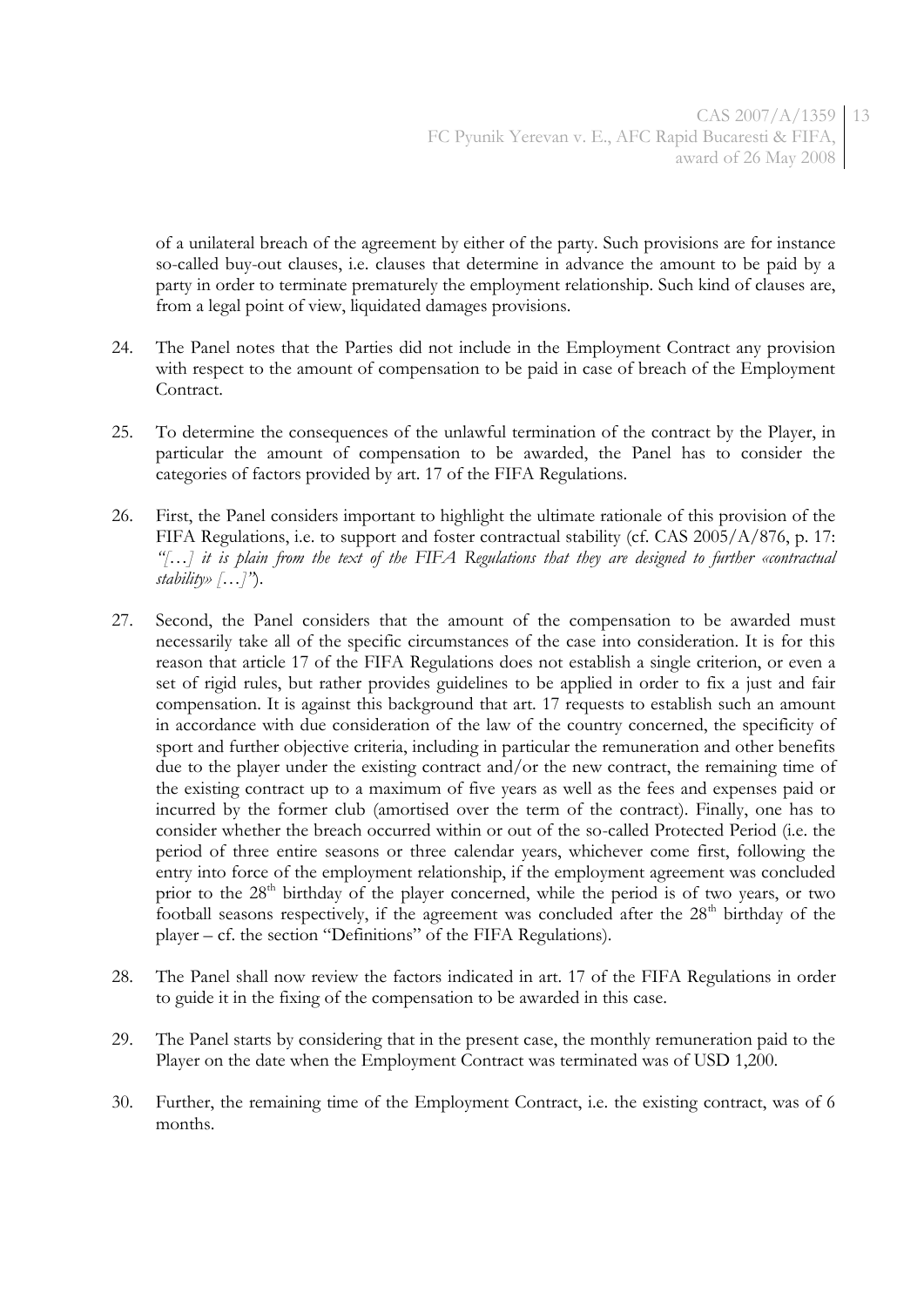of a unilateral breach of the agreement by either of the party. Such provisions are for instance so-called buy-out clauses, i.e. clauses that determine in advance the amount to be paid by a party in order to terminate prematurely the employment relationship. Such kind of clauses are, from a legal point of view, liquidated damages provisions.

24. The Panel notes that the Parties did not include in the Employment Contract any provision with respect to the amount of compensation to be paid in case of breach of the Employment Contract.

25. To determine the consequences of the unlawful termination of the contract by the Player, in particular the amount of compensation to be awarded, the Panel has to consider the categories of factors provided by art. 17 of the FIFA Regulations.

26. First, the Panel considers important to highlight the ultimate rationale of this provision of the FIFA Regulations, i.e. to support and foster contractual stability (cf. CAS 2005/A/876, p. 17: *"[…] it is plain from the text of the FIFA Regulations that they are designed to further «contractual stability» […]"*).

27. Second, the Panel considers that the amount of the compensation to be awarded must necessarily take all of the specific circumstances of the case into consideration. It is for this reason that article 17 of the FIFA Regulations does not establish a single criterion, or even a set of rigid rules, but rather provides guidelines to be applied in order to fix a just and fair compensation. It is against this background that art. 17 requests to establish such an amount in accordance with due consideration of the law of the country concerned, the specificity of sport and further objective criteria, including in particular the remuneration and other benefits due to the player under the existing contract and/or the new contract, the remaining time of the existing contract up to a maximum of five years as well as the fees and expenses paid or incurred by the former club (amortised over the term of the contract). Finally, one has to consider whether the breach occurred within or out of the so-called Protected Period (i.e. the period of three entire seasons or three calendar years, whichever come first, following the entry into force of the employment relationship, if the employment agreement was concluded prior to the 28th birthday of the player concerned, while the period is of two years, or two football seasons respectively, if the agreement was concluded after the 28th birthday of the player – cf. the section "Definitions" of the FIFA Regulations).

28. The Panel shall now review the factors indicated in art. 17 of the FIFA Regulations in order to guide it in the fixing of the compensation to be awarded in this case.

29. The Panel starts by considering that in the present case, the monthly remuneration paid to the Player on the date when the Employment Contract was terminated was of USD 1,200.

30. Further, the remaining time of the Employment Contract, i.e. the existing contract, was of 6 months.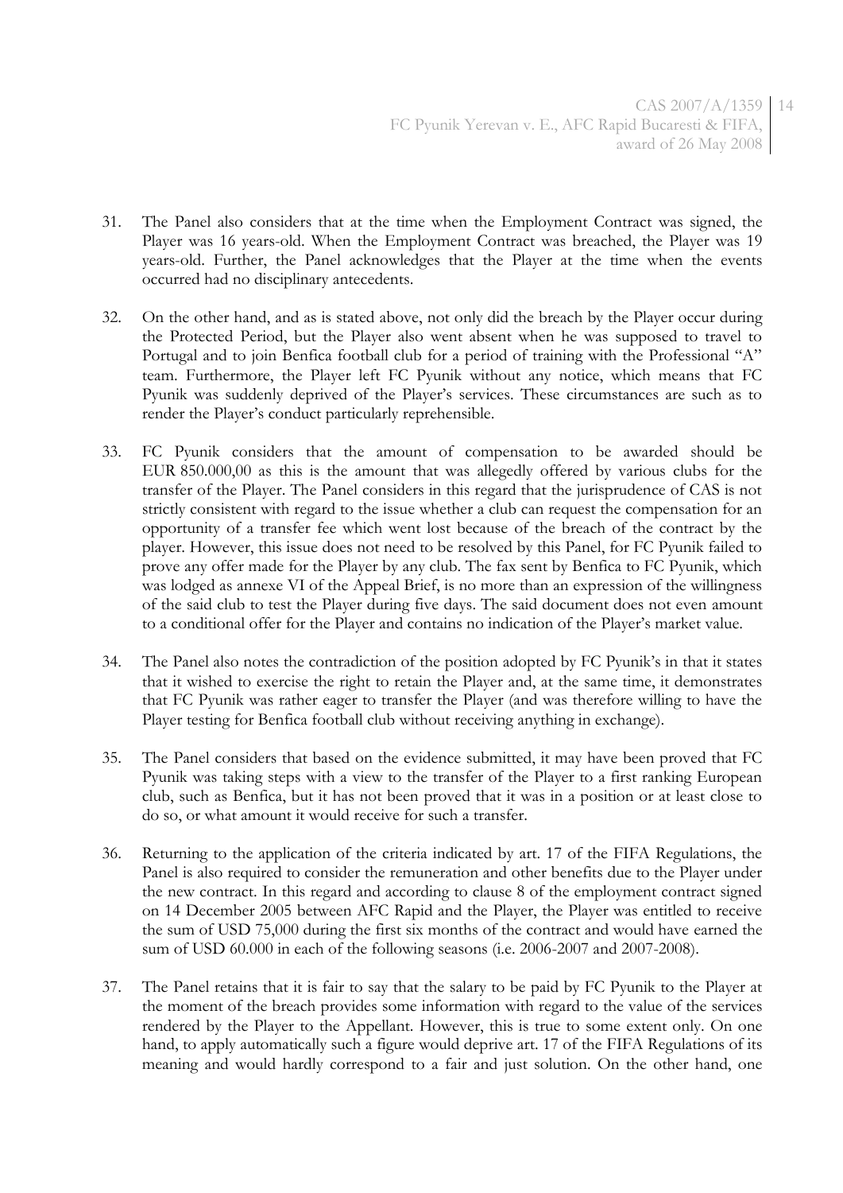31. The Panel also considers that at the time when the Employment Contract was signed, the Player was 16 years-old. When the Employment Contract was breached, the Player was 19 years-old. Further, the Panel acknowledges that the Player at the time when the events occurred had no disciplinary antecedents.

32. On the other hand, and as is stated above, not only did the breach by the Player occur during the Protected Period, but the Player also went absent when he was supposed to travel to Portugal and to join Benfica football club for a period of training with the Professional "A" team. Furthermore, the Player left FC Pyunik without any notice, which means that FC Pyunik was suddenly deprived of the Player's services. These circumstances are such as to render the Player's conduct particularly reprehensible.

33. FC Pyunik considers that the amount of compensation to be awarded should be EUR 850.000,00 as this is the amount that was allegedly offered by various clubs for the transfer of the Player. The Panel considers in this regard that the jurisprudence of CAS is not strictly consistent with regard to the issue whether a club can request the compensation for an opportunity of a transfer fee which went lost because of the breach of the contract by the player. However, this issue does not need to be resolved by this Panel, for FC Pyunik failed to prove any offer made for the Player by any club. The fax sent by Benfica to FC Pyunik, which was lodged as annexe VI of the Appeal Brief, is no more than an expression of the willingness of the said club to test the Player during five days. The said document does not even amount to a conditional offer for the Player and contains no indication of the Player's market value.

34. The Panel also notes the contradiction of the position adopted by FC Pyunik's in that it states that it wished to exercise the right to retain the Player and, at the same time, it demonstrates that FC Pyunik was rather eager to transfer the Player (and was therefore willing to have the Player testing for Benfica football club without receiving anything in exchange).

35. The Panel considers that based on the evidence submitted, it may have been proved that FC Pyunik was taking steps with a view to the transfer of the Player to a first ranking European club, such as Benfica, but it has not been proved that it was in a position or at least close to do so, or what amount it would receive for such a transfer.

36. Returning to the application of the criteria indicated by art. 17 of the FIFA Regulations, the Panel is also required to consider the remuneration and other benefits due to the Player under the new contract. In this regard and according to clause 8 of the employment contract signed on 14 December 2005 between AFC Rapid and the Player, the Player was entitled to receive the sum of USD 75,000 during the first six months of the contract and would have earned the sum of USD 60.000 in each of the following seasons (i.e. 2006-2007 and 2007-2008).

37. The Panel retains that it is fair to say that the salary to be paid by FC Pyunik to the Player at the moment of the breach provides some information with regard to the value of the services rendered by the Player to the Appellant. However, this is true to some extent only. On one hand, to apply automatically such a figure would deprive art. 17 of the FIFA Regulations of its meaning and would hardly correspond to a fair and just solution. On the other hand, one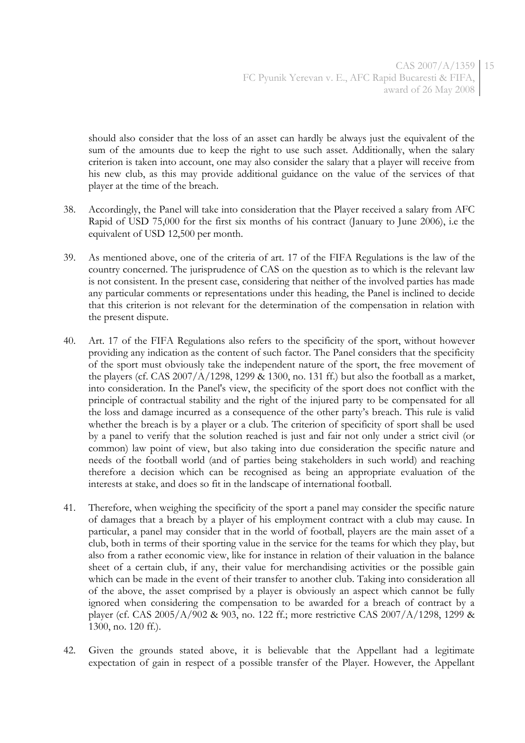should also consider that the loss of an asset can hardly be always just the equivalent of the sum of the amounts due to keep the right to use such asset. Additionally, when the salary criterion is taken into account, one may also consider the salary that a player will receive from his new club, as this may provide additional guidance on the value of the services of that player at the time of the breach.

38. Accordingly, the Panel will take into consideration that the Player received a salary from AFC Rapid of USD 75,000 for the first six months of his contract (January to June 2006), i.e the equivalent of USD 12,500 per month.

39. As mentioned above, one of the criteria of art. 17 of the FIFA Regulations is the law of the country concerned. The jurisprudence of CAS on the question as to which is the relevant law is not consistent. In the present case, considering that neither of the involved parties has made any particular comments or representations under this heading, the Panel is inclined to decide that this criterion is not relevant for the determination of the compensation in relation with the present dispute.

40. Art. 17 of the FIFA Regulations also refers to the specificity of the sport, without however providing any indication as the content of such factor. The Panel considers that the specificity of the sport must obviously take the independent nature of the sport, the free movement of the players (cf. CAS 2007/A/1298, 1299 & 1300, no. 131 ff.) but also the football as a market, into consideration. In the Panel's view, the specificity of the sport does not conflict with the principle of contractual stability and the right of the injured party to be compensated for all the loss and damage incurred as a consequence of the other party's breach. This rule is valid whether the breach is by a player or a club. The criterion of specificity of sport shall be used by a panel to verify that the solution reached is just and fair not only under a strict civil (or common) law point of view, but also taking into due consideration the specific nature and needs of the football world (and of parties being stakeholders in such world) and reaching therefore a decision which can be recognised as being an appropriate evaluation of the interests at stake, and does so fit in the landscape of international football.

41. Therefore, when weighing the specificity of the sport a panel may consider the specific nature of damages that a breach by a player of his employment contract with a club may cause. In particular, a panel may consider that in the world of football, players are the main asset of a club, both in terms of their sporting value in the service for the teams for which they play, but also from a rather economic view, like for instance in relation of their valuation in the balance sheet of a certain club, if any, their value for merchandising activities or the possible gain which can be made in the event of their transfer to another club. Taking into consideration all of the above, the asset comprised by a player is obviously an aspect which cannot be fully ignored when considering the compensation to be awarded for a breach of contract by a player (cf. CAS 2005/A/902 & 903, no. 122 ff.; more restrictive CAS 2007/A/1298, 1299 & 1300, no. 120 ff.).

42. Given the grounds stated above, it is believable that the Appellant had a legitimate expectation of gain in respect of a possible transfer of the Player. However, the Appellant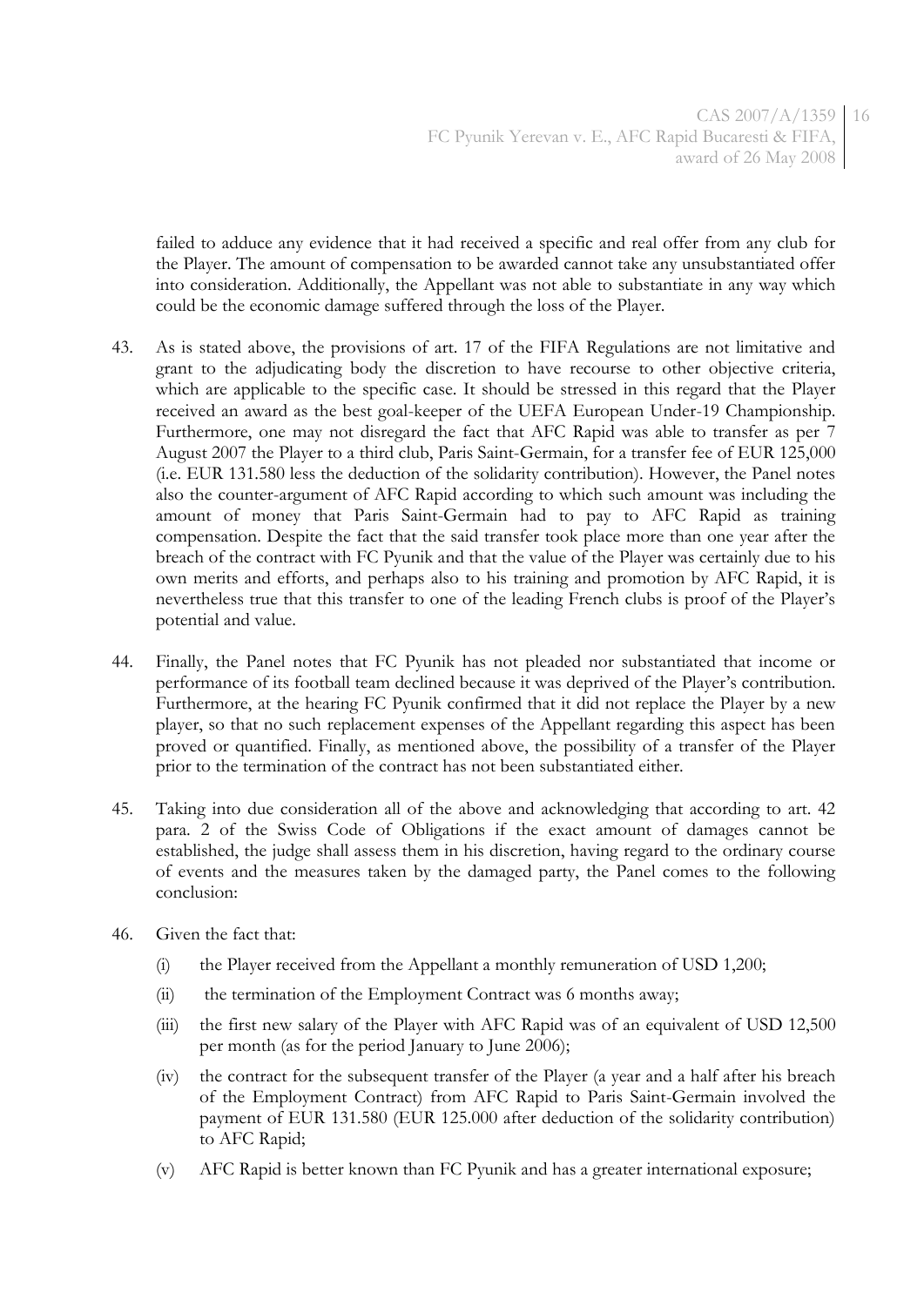failed to adduce any evidence that it had received a specific and real offer from any club for the Player. The amount of compensation to be awarded cannot take any unsubstantiated offer into consideration. Additionally, the Appellant was not able to substantiate in any way which could be the economic damage suffered through the loss of the Player.

43. As is stated above, the provisions of art. 17 of the FIFA Regulations are not limitative and grant to the adjudicating body the discretion to have recourse to other objective criteria, which are applicable to the specific case. It should be stressed in this regard that the Player received an award as the best goal-keeper of the UEFA European Under-19 Championship. Furthermore, one may not disregard the fact that AFC Rapid was able to transfer as per 7 August 2007 the Player to a third club, Paris Saint-Germain, for a transfer fee of EUR 125,000 (i.e. EUR 131.580 less the deduction of the solidarity contribution). However, the Panel notes also the counter-argument of AFC Rapid according to which such amount was including the amount of money that Paris Saint-Germain had to pay to AFC Rapid as training compensation. Despite the fact that the said transfer took place more than one year after the breach of the contract with FC Pyunik and that the value of the Player was certainly due to his own merits and efforts, and perhaps also to his training and promotion by AFC Rapid, it is nevertheless true that this transfer to one of the leading French clubs is proof of the Player's potential and value.

44. Finally, the Panel notes that FC Pyunik has not pleaded nor substantiated that income or performance of its football team declined because it was deprived of the Player's contribution. Furthermore, at the hearing FC Pyunik confirmed that it did not replace the Player by a new player, so that no such replacement expenses of the Appellant regarding this aspect has been proved or quantified. Finally, as mentioned above, the possibility of a transfer of the Player prior to the termination of the contract has not been substantiated either.

45. Taking into due consideration all of the above and acknowledging that according to art. 42 para. 2 of the Swiss Code of Obligations if the exact amount of damages cannot be established, the judge shall assess them in his discretion, having regard to the ordinary course of events and the measures taken by the damaged party, the Panel comes to the following conclusion:

46. Given the fact that:

    (i) the Player received from the Appellant a monthly remuneration of USD 1,200;

    (ii) the termination of the Employment Contract was 6 months away;

    (iii) the first new salary of the Player with AFC Rapid was of an equivalent of USD 12,500 per month (as for the period January to June 2006);

    (iv) the contract for the subsequent transfer of the Player (a year and a half after his breach of the Employment Contract) from AFC Rapid to Paris Saint-Germain involved the payment of EUR 131.580 (EUR 125.000 after deduction of the solidarity contribution) to AFC Rapid;

    (v) AFC Rapid is better known than FC Pyunik and has a greater international exposure;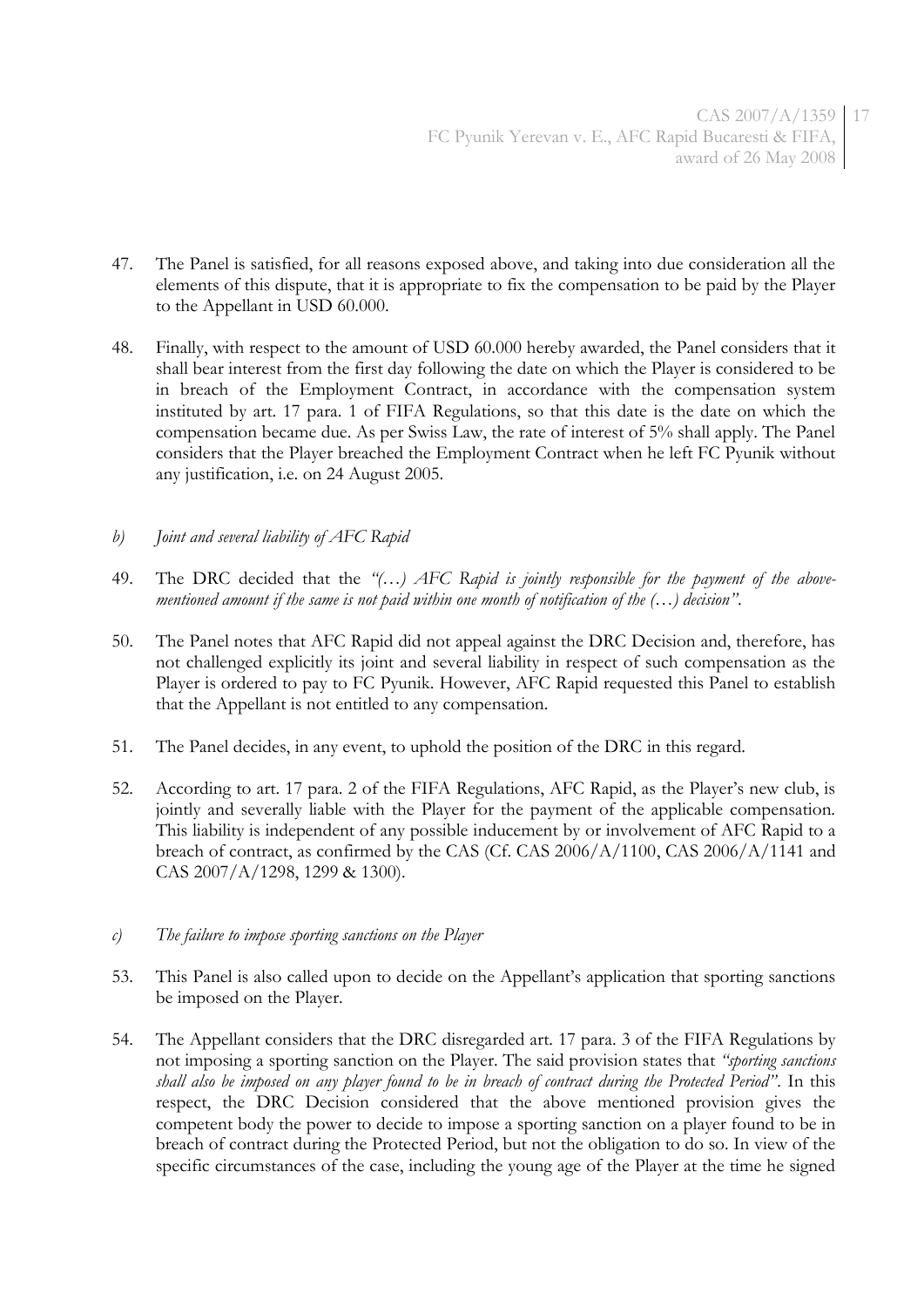47. The Panel is satisfied, for all reasons exposed above, and taking into due consideration all the elements of this dispute, that it is appropriate to fix the compensation to be paid by the Player to the Appellant in USD 60.000.

48. Finally, with respect to the amount of USD 60.000 hereby awarded, the Panel considers that it shall bear interest from the first day following the date on which the Player is considered to be in breach of the Employment Contract, in accordance with the compensation system instituted by art. 17 para. 1 of FIFA Regulations, so that this date is the date on which the compensation became due. As per Swiss Law, the rate of interest of 5% shall apply. The Panel considers that the Player breached the Employment Contract when he left FC Pyunik without any justification, i.e. on 24 August 2005.

*b) Joint and several liability of AFC Rapid*

49. The DRC decided that the *"(…) AFC Rapid is jointly responsible for the payment of the above-mentioned amount if the same is not paid within one month of notification of the (…) decision"*.

50. The Panel notes that AFC Rapid did not appeal against the DRC Decision and, therefore, has not challenged explicitly its joint and several liability in respect of such compensation as the Player is ordered to pay to FC Pyunik. However, AFC Rapid requested this Panel to establish that the Appellant is not entitled to any compensation.

51. The Panel decides, in any event, to uphold the position of the DRC in this regard.

52. According to art. 17 para. 2 of the FIFA Regulations, AFC Rapid, as the Player's new club, is jointly and severally liable with the Player for the payment of the applicable compensation. This liability is independent of any possible inducement by or involvement of AFC Rapid to a breach of contract, as confirmed by the CAS (Cf. CAS 2006/A/1100, CAS 2006/A/1141 and CAS 2007/A/1298, 1299 & 1300).

*c) The failure to impose sporting sanctions on the Player*

53. This Panel is also called upon to decide on the Appellant's application that sporting sanctions be imposed on the Player.

54. The Appellant considers that the DRC disregarded art. 17 para. 3 of the FIFA Regulations by not imposing a sporting sanction on the Player. The said provision states that *"sporting sanctions shall also be imposed on any player found to be in breach of contract during the Protected Period"*. In this respect, the DRC Decision considered that the above mentioned provision gives the competent body the power to decide to impose a sporting sanction on a player found to be in breach of contract during the Protected Period, but not the obligation to do so. In view of the specific circumstances of the case, including the young age of the Player at the time he signed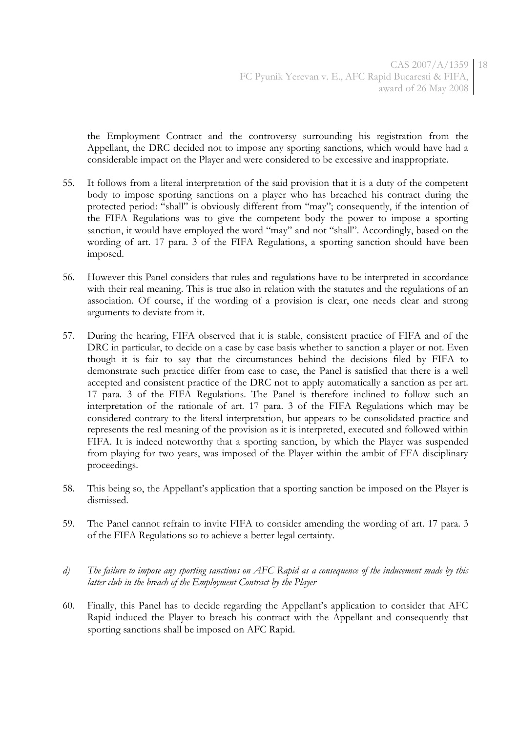the Employment Contract and the controversy surrounding his registration from the Appellant, the DRC decided not to impose any sporting sanctions, which would have had a considerable impact on the Player and were considered to be excessive and inappropriate.

55. It follows from a literal interpretation of the said provision that it is a duty of the competent body to impose sporting sanctions on a player who has breached his contract during the protected period: "shall" is obviously different from "may"; consequently, if the intention of the FIFA Regulations was to give the competent body the power to impose a sporting sanction, it would have employed the word "may" and not "shall". Accordingly, based on the wording of art. 17 para. 3 of the FIFA Regulations, a sporting sanction should have been imposed.

56. However this Panel considers that rules and regulations have to be interpreted in accordance with their real meaning. This is true also in relation with the statutes and the regulations of an association. Of course, if the wording of a provision is clear, one needs clear and strong arguments to deviate from it.

57. During the hearing, FIFA observed that it is stable, consistent practice of FIFA and of the DRC in particular, to decide on a case by case basis whether to sanction a player or not. Even though it is fair to say that the circumstances behind the decisions filed by FIFA to demonstrate such practice differ from case to case, the Panel is satisfied that there is a well accepted and consistent practice of the DRC not to apply automatically a sanction as per art. 17 para. 3 of the FIFA Regulations. The Panel is therefore inclined to follow such an interpretation of the rationale of art. 17 para. 3 of the FIFA Regulations which may be considered contrary to the literal interpretation, but appears to be consolidated practice and represents the real meaning of the provision as it is interpreted, executed and followed within FIFA. It is indeed noteworthy that a sporting sanction, by which the Player was suspended from playing for two years, was imposed of the Player within the ambit of FFA disciplinary proceedings.

58. This being so, the Appellant's application that a sporting sanction be imposed on the Player is dismissed.

59. The Panel cannot refrain to invite FIFA to consider amending the wording of art. 17 para. 3 of the FIFA Regulations so to achieve a better legal certainty.

*d) The failure to impose any sporting sanctions on AFC Rapid as a consequence of the inducement made by this latter club in the breach of the Employment Contract by the Player*

60. Finally, this Panel has to decide regarding the Appellant's application to consider that AFC Rapid induced the Player to breach his contract with the Appellant and consequently that sporting sanctions shall be imposed on AFC Rapid.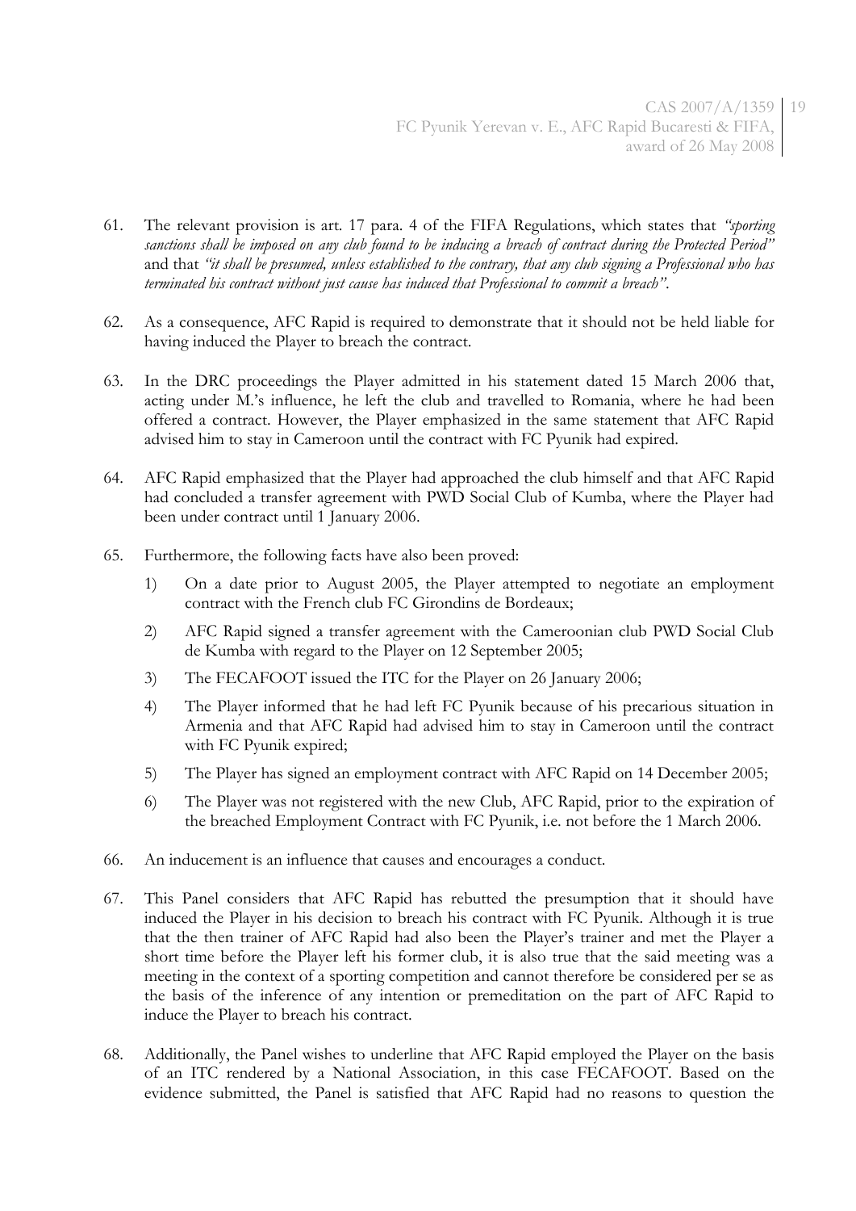61. The relevant provision is art. 17 para. 4 of the FIFA Regulations, which states that *"sporting sanctions shall be imposed on any club found to be inducing a breach of contract during the Protected Period"* and that *"it shall be presumed, unless established to the contrary, that any club signing a Professional who has terminated his contract without just cause has induced that Professional to commit a breach"*.

62. As a consequence, AFC Rapid is required to demonstrate that it should not be held liable for having induced the Player to breach the contract.

63. In the DRC proceedings the Player admitted in his statement dated 15 March 2006 that, acting under M.'s influence, he left the club and travelled to Romania, where he had been offered a contract. However, the Player emphasized in the same statement that AFC Rapid advised him to stay in Cameroon until the contract with FC Pyunik had expired.

64. AFC Rapid emphasized that the Player had approached the club himself and that AFC Rapid had concluded a transfer agreement with PWD Social Club of Kumba, where the Player had been under contract until 1 January 2006.

65. Furthermore, the following facts have also been proved:

    1) On a date prior to August 2005, the Player attempted to negotiate an employment contract with the French club FC Girondins de Bordeaux;

    2) AFC Rapid signed a transfer agreement with the Cameroonian club PWD Social Club de Kumba with regard to the Player on 12 September 2005;

    3) The FECAFOOT issued the ITC for the Player on 26 January 2006;

    4) The Player informed that he had left FC Pyunik because of his precarious situation in Armenia and that AFC Rapid had advised him to stay in Cameroon until the contract with FC Pyunik expired;

    5) The Player has signed an employment contract with AFC Rapid on 14 December 2005;

    6) The Player was not registered with the new Club, AFC Rapid, prior to the expiration of the breached Employment Contract with FC Pyunik, i.e. not before the 1 March 2006.

66. An inducement is an influence that causes and encourages a conduct.

67. This Panel considers that AFC Rapid has rebutted the presumption that it should have induced the Player in his decision to breach his contract with FC Pyunik. Although it is true that the then trainer of AFC Rapid had also been the Player's trainer and met the Player a short time before the Player left his former club, it is also true that the said meeting was a meeting in the context of a sporting competition and cannot therefore be considered per se as the basis of the inference of any intention or premeditation on the part of AFC Rapid to induce the Player to breach his contract.

68. Additionally, the Panel wishes to underline that AFC Rapid employed the Player on the basis of an ITC rendered by a National Association, in this case FECAFOOT. Based on the evidence submitted, the Panel is satisfied that AFC Rapid had no reasons to question the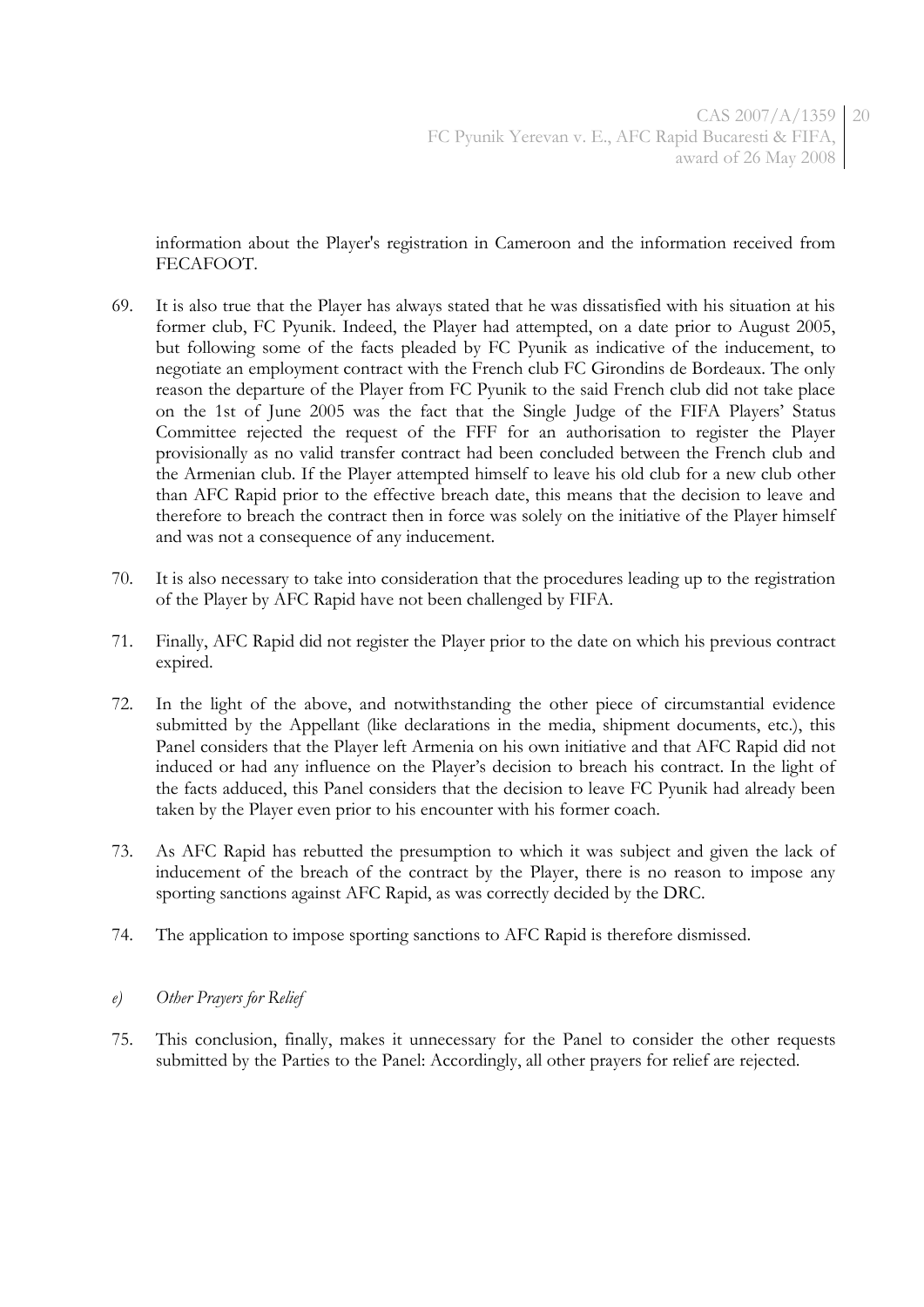information about the Player's registration in Cameroon and the information received from FECAFOOT.

69. It is also true that the Player has always stated that he was dissatisfied with his situation at his former club, FC Pyunik. Indeed, the Player had attempted, on a date prior to August 2005, but following some of the facts pleaded by FC Pyunik as indicative of the inducement, to negotiate an employment contract with the French club FC Girondins de Bordeaux. The only reason the departure of the Player from FC Pyunik to the said French club did not take place on the 1st of June 2005 was the fact that the Single Judge of the FIFA Players' Status Committee rejected the request of the FFF for an authorisation to register the Player provisionally as no valid transfer contract had been concluded between the French club and the Armenian club. If the Player attempted himself to leave his old club for a new club other than AFC Rapid prior to the effective breach date, this means that the decision to leave and therefore to breach the contract then in force was solely on the initiative of the Player himself and was not a consequence of any inducement.

70. It is also necessary to take into consideration that the procedures leading up to the registration of the Player by AFC Rapid have not been challenged by FIFA.

71. Finally, AFC Rapid did not register the Player prior to the date on which his previous contract expired.

72. In the light of the above, and notwithstanding the other piece of circumstantial evidence submitted by the Appellant (like declarations in the media, shipment documents, etc.), this Panel considers that the Player left Armenia on his own initiative and that AFC Rapid did not induced or had any influence on the Player's decision to breach his contract. In the light of the facts adduced, this Panel considers that the decision to leave FC Pyunik had already been taken by the Player even prior to his encounter with his former coach.

73. As AFC Rapid has rebutted the presumption to which it was subject and given the lack of inducement of the breach of the contract by the Player, there is no reason to impose any sporting sanctions against AFC Rapid, as was correctly decided by the DRC.

74. The application to impose sporting sanctions to AFC Rapid is therefore dismissed.

*e) Other Prayers for Relief*

75. This conclusion, finally, makes it unnecessary for the Panel to consider the other requests submitted by the Parties to the Panel: Accordingly, all other prayers for relief are rejected.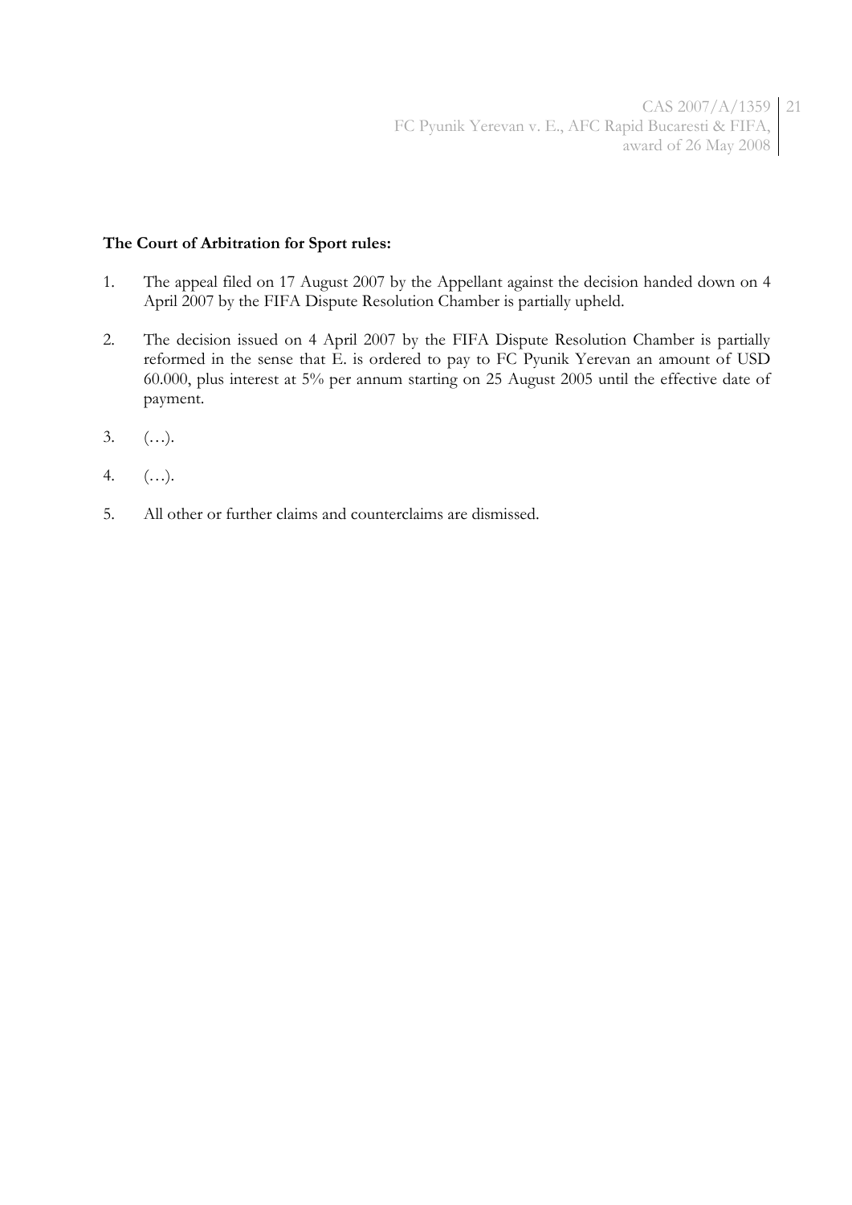**The Court of Arbitration for Sport rules:**

1. The appeal filed on 17 August 2007 by the Appellant against the decision handed down on 4 April 2007 by the FIFA Dispute Resolution Chamber is partially upheld.

2. The decision issued on 4 April 2007 by the FIFA Dispute Resolution Chamber is partially reformed in the sense that E. is ordered to pay to FC Pyunik Yerevan an amount of USD 60.000, plus interest at 5% per annum starting on 25 August 2005 until the effective date of payment.

3. (…).

4. (…).

5. All other or further claims and counterclaims are dismissed.